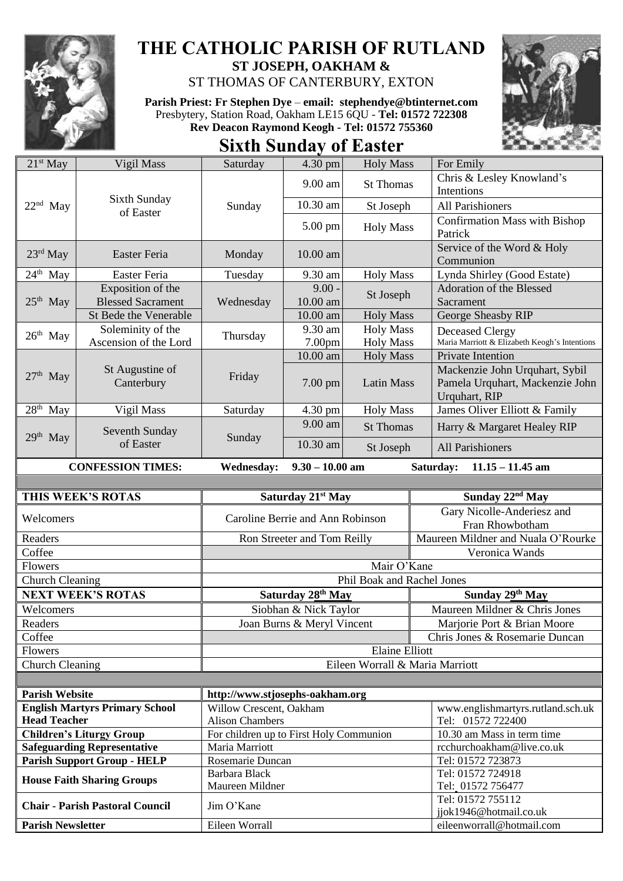# THE CATHOLIC PARISH OF RUTLAND

**ST JOSEPH, OAKHAM &**

ST THOMAS OF CANTERBURY, EXTON

**Parish Priest: Fr Stephen Dye** – **email: stephendye@btinternet.com**
Presbytery, Station Road, Oakham LE15 6QU - **Tel: 01572 722308**
**Rev Deacon Raymond Keogh - Tel: 01572 755360**

## Sixth Sunday of Easter

| Date | Occasion | Day | Time | Mass | Intention |
|---|---|---|---|---|---|
| 21st May | Vigil Mass | Saturday | 4.30 pm | Holy Mass | For Emily |
| 22nd May | Sixth Sunday of Easter | Sunday | 9.00 am | St Thomas | Chris & Lesley Knowland's Intentions |
| | | | 10.30 am | St Joseph | All Parishioners |
| | | | 5.00 pm | Holy Mass | Confirmation Mass with Bishop Patrick |
| 23rd May | Easter Feria | Monday | 10.00 am | | Service of the Word & Holy Communion |
| 24th May | Easter Feria | Tuesday | 9.30 am | Holy Mass | Lynda Shirley (Good Estate) |
| 25th May | Exposition of the Blessed Sacrament | Wednesday | 9.00 - 10.00 am | St Joseph | Adoration of the Blessed Sacrament |
| | St Bede the Venerable | | 10.00 am | Holy Mass | George Sheasby RIP |
| 26th May | Soleminity of the Ascension of the Lord | Thursday | 9.30 am | Holy Mass | Deceased Clergy |
| | | | 7.00pm | Holy Mass | Maria Marriott & Elizabeth Keogh's Intentions |
| 27th May | St Augustine of Canterbury | Friday | 10.00 am | Holy Mass | Private Intention |
| | | | 7.00 pm | Latin Mass | Mackenzie John Urquhart, Sybil Pamela Urquhart, Mackenzie John Urquhart, RIP |
| 28th May | Vigil Mass | Saturday | 4.30 pm | Holy Mass | James Oliver Elliott & Family |
| 29th May | Seventh Sunday of Easter | Sunday | 9.00 am | St Thomas | Harry & Margaret Healey RIP |
| | | | 10.30 am | St Joseph | All Parishioners |

**CONFESSION TIMES: Wednesday: 9.30 – 10.00 am Saturday: 11.15 – 11.45 am**

| THIS WEEK'S ROTAS | Saturday 21st May | Sunday 22nd May |
|---|---|---|
| Welcomers | Caroline Berrie and Ann Robinson | Gary Nicolle-Anderiesz and Fran Rhowbotham |
| Readers | Ron Streeter and Tom Reilly | Maureen Mildner and Nuala O'Rourke |
| Coffee | | Veronica Wands |
| Flowers | Mair O'Kane | |
| Church Cleaning | Phil Boak and Rachel Jones | |
| **NEXT WEEK'S ROTAS** | **Saturday 28th May** | **Sunday 29th May** |
| Welcomers | Siobhan & Nick Taylor | Maureen Mildner & Chris Jones |
| Readers | Joan Burns & Meryl Vincent | Marjorie Port & Brian Moore |
| Coffee | | Chris Jones & Rosemarie Duncan |
| Flowers | Elaine Elliott | |
| Church Cleaning | Eileen Worrall & Maria Marriott | |

| | | |
|---|---|---|
| **Parish Website** | **http://www.stjosephs-oakham.org** | |
| **English Martyrs Primary School** | Willow Crescent, Oakham | www.englishmartyrs.rutland.sch.uk |
| **Head Teacher** | Alison Chambers | Tel: 01572 722400 |
| **Children's Liturgy Group** | For children up to First Holy Communion | 10.30 am Mass in term time |
| **Safeguarding Representative** | Maria Marriott | rcchurchoakham@live.co.uk |
| **Parish Support Group - HELP** | Rosemarie Duncan | Tel: 01572 723873 |
| **House Faith Sharing Groups** | Barbara Black | Tel: 01572 724918 |
| | Maureen Mildner | Tel: 01572 756477 |
| **Chair - Parish Pastoral Council** | Jim O'Kane | Tel: 01572 755112 jjok1946@hotmail.co.uk |
| **Parish Newsletter** | Eileen Worrall | eileenworrall@hotmail.com |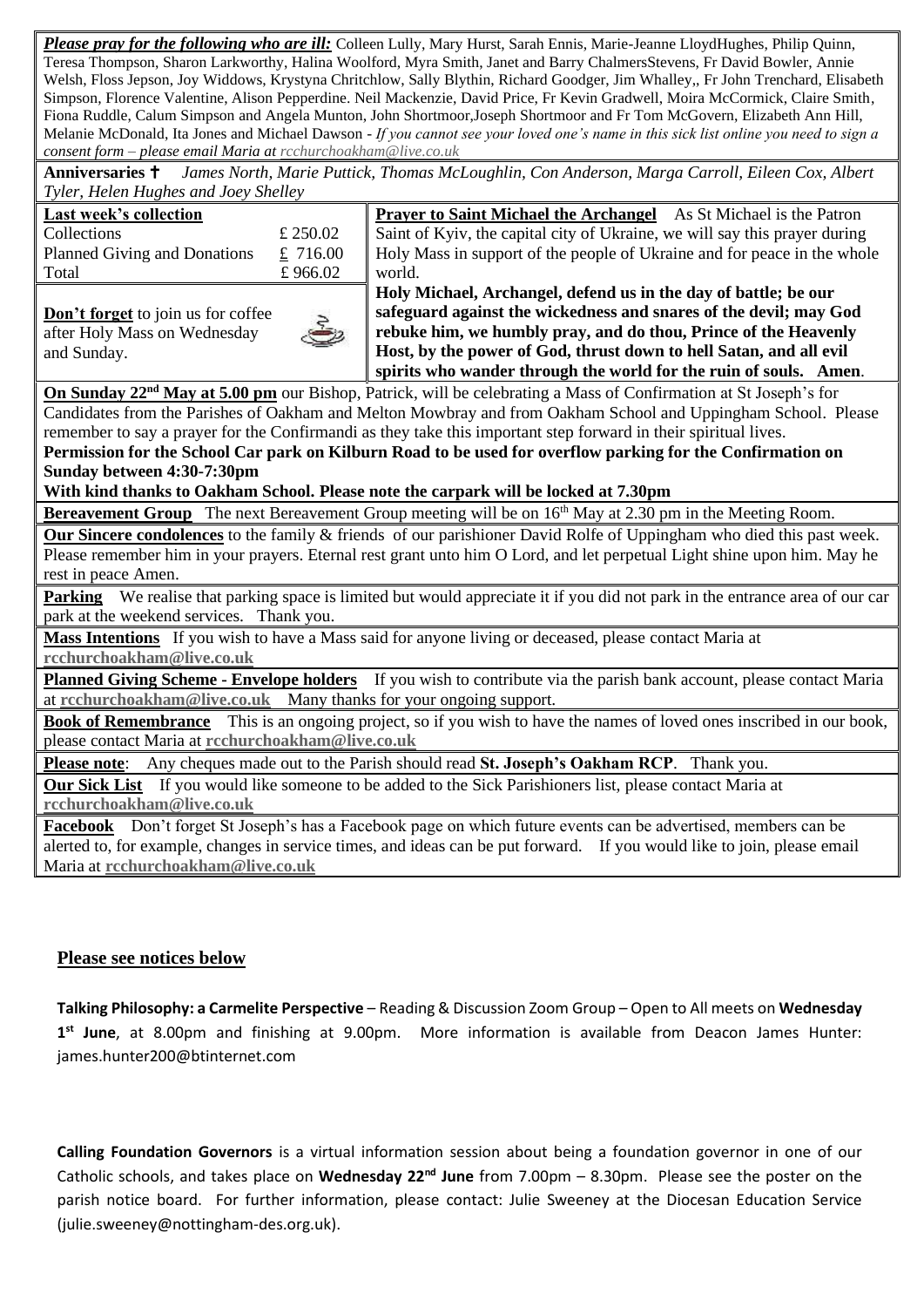***Please pray for the following who are ill:*** Colleen Lully, Mary Hurst, Sarah Ennis, Marie-Jeanne LloydHughes, Philip Quinn, Teresa Thompson, Sharon Larkworthy, Halina Woolford, Myra Smith, Janet and Barry ChalmersStevens, Fr David Bowler, Annie Welsh, Floss Jepson, Joy Widdows, Krystyna Chritchlow, Sally Blythin, Richard Goodger, Jim Whalley,, Fr John Trenchard, Elisabeth Simpson, Florence Valentine, Alison Pepperdine. Neil Mackenzie, David Price, Fr Kevin Gradwell, Moira McCormick, Claire Smith, Fiona Ruddle, Calum Simpson and Angela Munton, John Shortmoor,Joseph Shortmoor and Fr Tom McGovern, Elizabeth Ann Hill, Melanie McDonald, Ita Jones and Michael Dawson - *If you cannot see your loved one's name in this sick list online you need to sign a consent form – please email Maria at rcchurchoakham@live.co.uk*

**Anniversaries ✝** *James North, Marie Puttick, Thomas McLoughlin, Con Anderson, Marga Carroll, Eileen Cox, Albert Tyler, Helen Hughes and Joey Shelley*

**Last week's collection**

| | |
|---|---|
| Collections | £ 250.02 |
| Planned Giving and Donations | £ 716.00 |
| Total | £ 966.02 |

**Don't forget** to join us for coffee after Holy Mass on Wednesday and Sunday.

**Prayer to Saint Michael the Archangel** As St Michael is the Patron Saint of Kyiv, the capital city of Ukraine, we will say this prayer during Holy Mass in support of the people of Ukraine and for peace in the whole world.

**Holy Michael, Archangel, defend us in the day of battle; be our safeguard against the wickedness and snares of the devil; may God rebuke him, we humbly pray, and do thou, Prince of the Heavenly Host, by the power of God, thrust down to hell Satan, and all evil spirits who wander through the world for the ruin of souls. Amen**.

**On Sunday 22nd May at 5.00 pm** our Bishop, Patrick, will be celebrating a Mass of Confirmation at St Joseph's for Candidates from the Parishes of Oakham and Melton Mowbray and from Oakham School and Uppingham School. Please remember to say a prayer for the Confirmandi as they take this important step forward in their spiritual lives.
**Permission for the School Car park on Kilburn Road to be used for overflow parking for the Confirmation on Sunday between 4:30-7:30pm**
**With kind thanks to Oakham School. Please note the carpark will be locked at 7.30pm**

**Bereavement Group** The next Bereavement Group meeting will be on 16th May at 2.30 pm in the Meeting Room.

**Our Sincere condolences** to the family & friends of our parishioner David Rolfe of Uppingham who died this past week. Please remember him in your prayers. Eternal rest grant unto him O Lord, and let perpetual Light shine upon him. May he rest in peace Amen.

**Parking** We realise that parking space is limited but would appreciate it if you did not park in the entrance area of our car park at the weekend services. Thank you.

**Mass Intentions** If you wish to have a Mass said for anyone living or deceased, please contact Maria at **rcchurchoakham@live.co.uk**

**Planned Giving Scheme - Envelope holders** If you wish to contribute via the parish bank account, please contact Maria at **rcchurchoakham@live.co.uk** Many thanks for your ongoing support.

**Book of Remembrance** This is an ongoing project, so if you wish to have the names of loved ones inscribed in our book, please contact Maria at **rcchurchoakham@live.co.uk**

**Please note**: Any cheques made out to the Parish should read **St. Joseph's Oakham RCP**. Thank you.

**Our Sick List** If you would like someone to be added to the Sick Parishioners list, please contact Maria at **rcchurchoakham@live.co.uk**

**Facebook** Don't forget St Joseph's has a Facebook page on which future events can be advertised, members can be alerted to, for example, changes in service times, and ideas can be put forward. If you would like to join, please email Maria at **rcchurchoakham@live.co.uk**

## Please see notices below

**Talking Philosophy: a Carmelite Perspective** – Reading & Discussion Zoom Group – Open to All meets on **Wednesday 1st June**, at 8.00pm and finishing at 9.00pm. More information is available from Deacon James Hunter: james.hunter200@btinternet.com

**Calling Foundation Governors** is a virtual information session about being a foundation governor in one of our Catholic schools, and takes place on **Wednesday 22nd June** from 7.00pm – 8.30pm. Please see the poster on the parish notice board. For further information, please contact: Julie Sweeney at the Diocesan Education Service (julie.sweeney@nottingham-des.org.uk).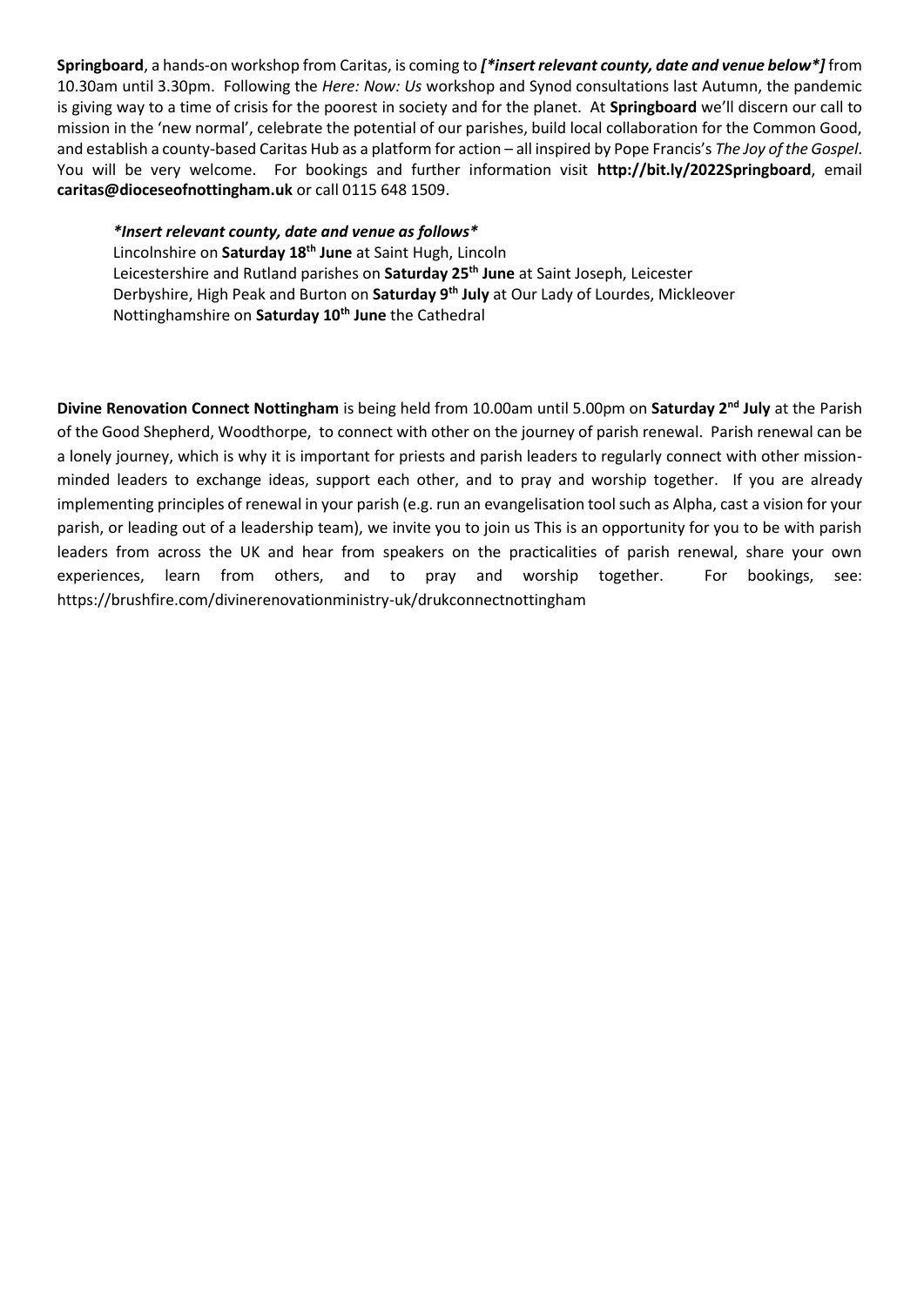**Springboard**, a hands-on workshop from Caritas, is coming to ***[*insert relevant county, date and venue below*]*** from 10.30am until 3.30pm. Following the *Here: Now: Us* workshop and Synod consultations last Autumn, the pandemic is giving way to a time of crisis for the poorest in society and for the planet. At **Springboard** we'll discern our call to mission in the 'new normal', celebrate the potential of our parishes, build local collaboration for the Common Good, and establish a county-based Caritas Hub as a platform for action – all inspired by Pope Francis's *The Joy of the Gospel*. You will be very welcome. For bookings and further information visit **http://bit.ly/2022Springboard**, email **caritas@dioceseofnottingham.uk** or call 0115 648 1509.

***\*Insert relevant county, date and venue as follows\****

Lincolnshire on **Saturday 18th June** at Saint Hugh, Lincoln
Leicestershire and Rutland parishes on **Saturday 25th June** at Saint Joseph, Leicester
Derbyshire, High Peak and Burton on **Saturday 9th July** at Our Lady of Lourdes, Mickleover
Nottinghamshire on **Saturday 10th June** the Cathedral

**Divine Renovation Connect Nottingham** is being held from 10.00am until 5.00pm on **Saturday 2nd July** at the Parish of the Good Shepherd, Woodthorpe, to connect with other on the journey of parish renewal. Parish renewal can be a lonely journey, which is why it is important for priests and parish leaders to regularly connect with other mission-minded leaders to exchange ideas, support each other, and to pray and worship together. If you are already implementing principles of renewal in your parish (e.g. run an evangelisation tool such as Alpha, cast a vision for your parish, or leading out of a leadership team), we invite you to join us This is an opportunity for you to be with parish leaders from across the UK and hear from speakers on the practicalities of parish renewal, share your own experiences, learn from others, and to pray and worship together. For bookings, see: https://brushfire.com/divinerenovationministry-uk/drukconnectnottingham